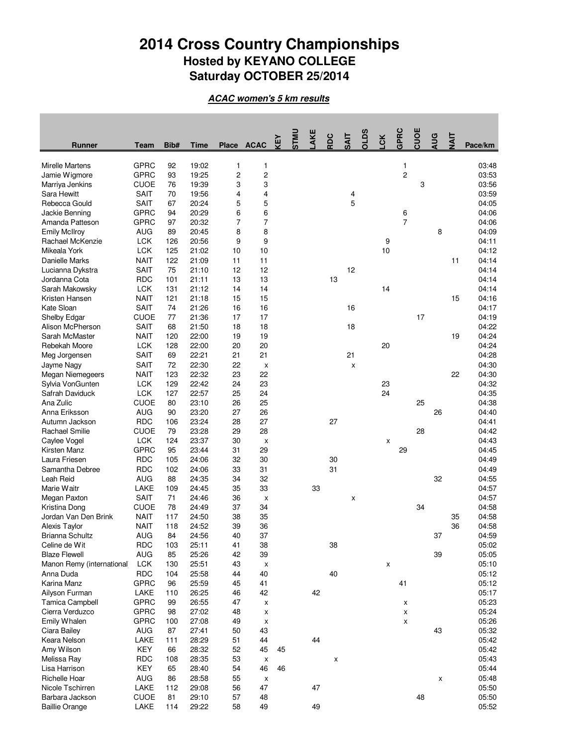# 2014 Cross Country Championships

## Hosted by KEYANO COLLEGE

## Saturday OCTOBER 25/2014

***ACAC women's 5 km results***

| Runner | Team | Bib# | Time | Place | ACAC | KEY | STMU | LAKE | RDC | SAIT | OLDS | LCK | GPRC | CUOE | AUG | NAIT | Pace/km |
|---|---|---|---|---|---|---|---|---|---|---|---|---|---|---|---|---|---|
| Mirelle Martens | GPRC | 92 | 19:02 | 1 | 1 | | | | | | | | 1 | | | | 03:48 |
| Jamie Wigmore | GPRC | 93 | 19:25 | 2 | 2 | | | | | | | | 2 | | | | 03:53 |
| Marriya Jenkins | CUOE | 76 | 19:39 | 3 | 3 | | | | | | | | | 3 | | | 03:56 |
| Sara Hewitt | SAIT | 70 | 19:56 | 4 | 4 | | | | | 4 | | | | | | | 03:59 |
| Rebecca Gould | SAIT | 67 | 20:24 | 5 | 5 | | | | | 5 | | | | | | | 04:05 |
| Jackie Benning | GPRC | 94 | 20:29 | 6 | 6 | | | | | | | | 6 | | | | 04:06 |
| Amanda Patteson | GPRC | 97 | 20:32 | 7 | 7 | | | | | | | | 7 | | | | 04:06 |
| Emily McIlroy | AUG | 89 | 20:45 | 8 | 8 | | | | | | | | | | 8 | | 04:09 |
| Rachael McKenzie | LCK | 126 | 20:56 | 9 | 9 | | | | | | | 9 | | | | | 04:11 |
| Mikeala York | LCK | 125 | 21:02 | 10 | 10 | | | | | | | 10 | | | | | 04:12 |
| Danielle Marks | NAIT | 122 | 21:09 | 11 | 11 | | | | | | | | | | | 11 | 04:14 |
| Lucianna Dykstra | SAIT | 75 | 21:10 | 12 | 12 | | | | | 12 | | | | | | | 04:14 |
| Jordanna Cota | RDC | 101 | 21:11 | 13 | 13 | | | | 13 | | | | | | | | 04:14 |
| Sarah Makowsky | LCK | 131 | 21:12 | 14 | 14 | | | | | | | 14 | | | | | 04:14 |
| Kristen Hansen | NAIT | 121 | 21:18 | 15 | 15 | | | | | | | | | | | 15 | 04:16 |
| Kate Sloan | SAIT | 74 | 21:26 | 16 | 16 | | | | | 16 | | | | | | | 04:17 |
| Shelby Edgar | CUOE | 77 | 21:36 | 17 | 17 | | | | | | | | | 17 | | | 04:19 |
| Alison McPherson | SAIT | 68 | 21:50 | 18 | 18 | | | | | 18 | | | | | | | 04:22 |
| Sarah McMaster | NAIT | 120 | 22:00 | 19 | 19 | | | | | | | | | | | 19 | 04:24 |
| Rebekah Moore | LCK | 128 | 22:00 | 20 | 20 | | | | | | | 20 | | | | | 04:24 |
| Meg Jorgensen | SAIT | 69 | 22:21 | 21 | 21 | | | | | 21 | | | | | | | 04:28 |
| Jayme Nagy | SAIT | 72 | 22:30 | 22 | x | | | | | x | | | | | | | 04:30 |
| Megan Niemegeers | NAIT | 123 | 22:32 | 23 | 22 | | | | | | | | | | | 22 | 04:30 |
| Sylvia VonGunten | LCK | 129 | 22:42 | 24 | 23 | | | | | | | 23 | | | | | 04:32 |
| Safrah Daviduck | LCK | 127 | 22:57 | 25 | 24 | | | | | | | 24 | | | | | 04:35 |
| Ana Zulic | CUOE | 80 | 23:10 | 26 | 25 | | | | | | | | | 25 | | | 04:38 |
| Anna Eriksson | AUG | 90 | 23:20 | 27 | 26 | | | | | | | | | | 26 | | 04:40 |
| Autumn Jackson | RDC | 106 | 23:24 | 28 | 27 | | | | 27 | | | | | | | | 04:41 |
| Rachael Smilie | CUOE | 79 | 23:28 | 29 | 28 | | | | | | | | | 28 | | | 04:42 |
| Caylee Vogel | LCK | 124 | 23:37 | 30 | x | | | | | | | x | | | | | 04:43 |
| Kirsten Manz | GPRC | 95 | 23:44 | 31 | 29 | | | | | | | | 29 | | | | 04:45 |
| Laura Friesen | RDC | 105 | 24:06 | 32 | 30 | | | | 30 | | | | | | | | 04:49 |
| Samantha Debree | RDC | 102 | 24:06 | 33 | 31 | | | | 31 | | | | | | | | 04:49 |
| Leah Reid | AUG | 88 | 24:35 | 34 | 32 | | | | | | | | | | 32 | | 04:55 |
| Marie Waitr | LAKE | 109 | 24:45 | 35 | 33 | | | 33 | | | | | | | | | 04:57 |
| Megan Paxton | SAIT | 71 | 24:46 | 36 | x | | | | | x | | | | | | | 04:57 |
| Kristina Dong | CUOE | 78 | 24:49 | 37 | 34 | | | | | | | | | 34 | | | 04:58 |
| Jordan Van Den Brink | NAIT | 117 | 24:50 | 38 | 35 | | | | | | | | | | | 35 | 04:58 |
| Alexis Taylor | NAIT | 118 | 24:52 | 39 | 36 | | | | | | | | | | | 36 | 04:58 |
| Brianna Schultz | AUG | 84 | 24:56 | 40 | 37 | | | | | | | | | | 37 | | 04:59 |
| Celine de Wit | RDC | 103 | 25:11 | 41 | 38 | | | | 38 | | | | | | | | 05:02 |
| Blaze Flewell | AUG | 85 | 25:26 | 42 | 39 | | | | | | | | | | 39 | | 05:05 |
| Manon Remy (international | LCK | 130 | 25:51 | 43 | x | | | | | | | x | | | | | 05:10 |
| Anna Duda | RDC | 104 | 25:58 | 44 | 40 | | | | 40 | | | | | | | | 05:12 |
| Karina Manz | GPRC | 96 | 25:59 | 45 | 41 | | | | | | | | 41 | | | | 05:12 |
| Ailyson Furman | LAKE | 110 | 26:25 | 46 | 42 | | | 42 | | | | | | | | | 05:17 |
| Tamica Campbell | GPRC | 99 | 26:55 | 47 | x | | | | | | | | x | | | | 05:23 |
| Cierra Verduzco | GPRC | 98 | 27:02 | 48 | x | | | | | | | | x | | | | 05:24 |
| Emily Whalen | GPRC | 100 | 27:08 | 49 | x | | | | | | | | x | | | | 05:26 |
| Ciara Bailey | AUG | 87 | 27:41 | 50 | 43 | | | | | | | | | | 43 | | 05:32 |
| Keara Nelson | LAKE | 111 | 28:29 | 51 | 44 | | | 44 | | | | | | | | | 05:42 |
| Amy Wilson | KEY | 66 | 28:32 | 52 | 45 | 45 | | | | | | | | | | | 05:42 |
| Melissa Ray | RDC | 108 | 28:35 | 53 | x | | | | x | | | | | | | | 05:43 |
| Lisa Harrison | KEY | 65 | 28:40 | 54 | 46 | 46 | | | | | | | | | | | 05:44 |
| Richelle Hoar | AUG | 86 | 28:58 | 55 | x | | | | | | | | | | x | | 05:48 |
| Nicole Tschirren | LAKE | 112 | 29:08 | 56 | 47 | | | 47 | | | | | | | | | 05:50 |
| Barbara Jackson | CUOE | 81 | 29:10 | 57 | 48 | | | | | | | | | 48 | | | 05:50 |
| Baillie Orange | LAKE | 114 | 29:22 | 58 | 49 | | | 49 | | | | | | | | | 05:52 |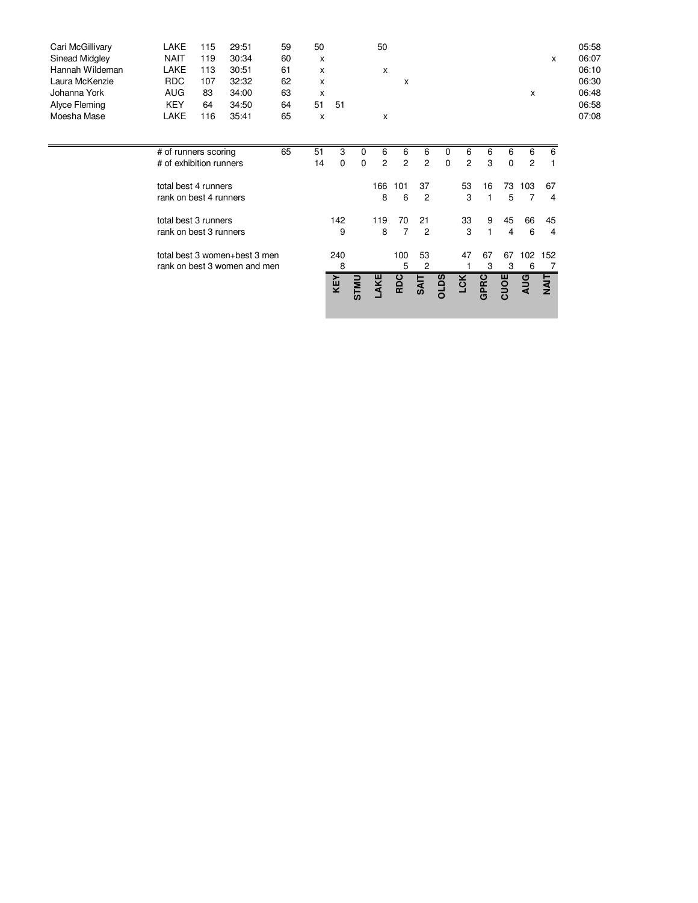| | | | | | | KEY | STMU | LAKE | RDC | SAIT | OLDS | LCK | GPRC | CUOE | AUG | NAIT | |
|---|---|---|---|---|---|---|---|---|---|---|---|---|---|---|---|---|---|
| Cari McGillivary | LAKE | 115 | 29:51 | 59 | 50 | | | 50 | | | | | | | | | 05:58 |
| Sinead Midgley | NAIT | 119 | 30:34 | 60 | x | | | | | | | | | | | x | 06:07 |
| Hannah Wildeman | LAKE | 113 | 30:51 | 61 | x | | | x | | | | | | | | | 06:10 |
| Laura McKenzie | RDC | 107 | 32:32 | 62 | x | | | | x | | | | | | | | 06:30 |
| Johanna York | AUG | 83 | 34:00 | 63 | x | | | | | | | | | | x | | 06:48 |
| Alyce Fleming | KEY | 64 | 34:50 | 64 | 51 | 51 | | | | | | | | | | | 06:58 |
| Moesha Mase | LAKE | 116 | 35:41 | 65 | x | | | x | | | | | | | | | 07:08 |
| | # of runners scoring | | | 65 | 51 | 3 | 0 | 6 | 6 | 6 | 0 | 6 | 6 | 6 | 6 | 6 | |
| | # of exhibition runners | | | | 14 | 0 | 0 | 2 | 2 | 2 | 0 | 2 | 3 | 0 | 2 | 1 | |
| | total best 4 runners | | | | | | | 166 | 101 | 37 | | 53 | 16 | 73 | 103 | 67 | |
| | rank on best 4 runners | | | | | | | 8 | 6 | 2 | | 3 | 1 | 5 | 7 | 4 | |
| | total best 3 runners | | | | | 142 | | 119 | 70 | 21 | | 33 | 9 | 45 | 66 | 45 | |
| | rank on best 3 runners | | | | | 9 | | 8 | 7 | 2 | | 3 | 1 | 4 | 6 | 4 | |
| | total best 3 women+best 3 men | | | | | 240 | | | 100 | 53 | | 47 | 67 | 67 | 102 | 152 | |
| | rank on best 3 women and men | | | | | 8 | | | 5 | 2 | | 1 | 3 | 3 | 6 | 7 | |